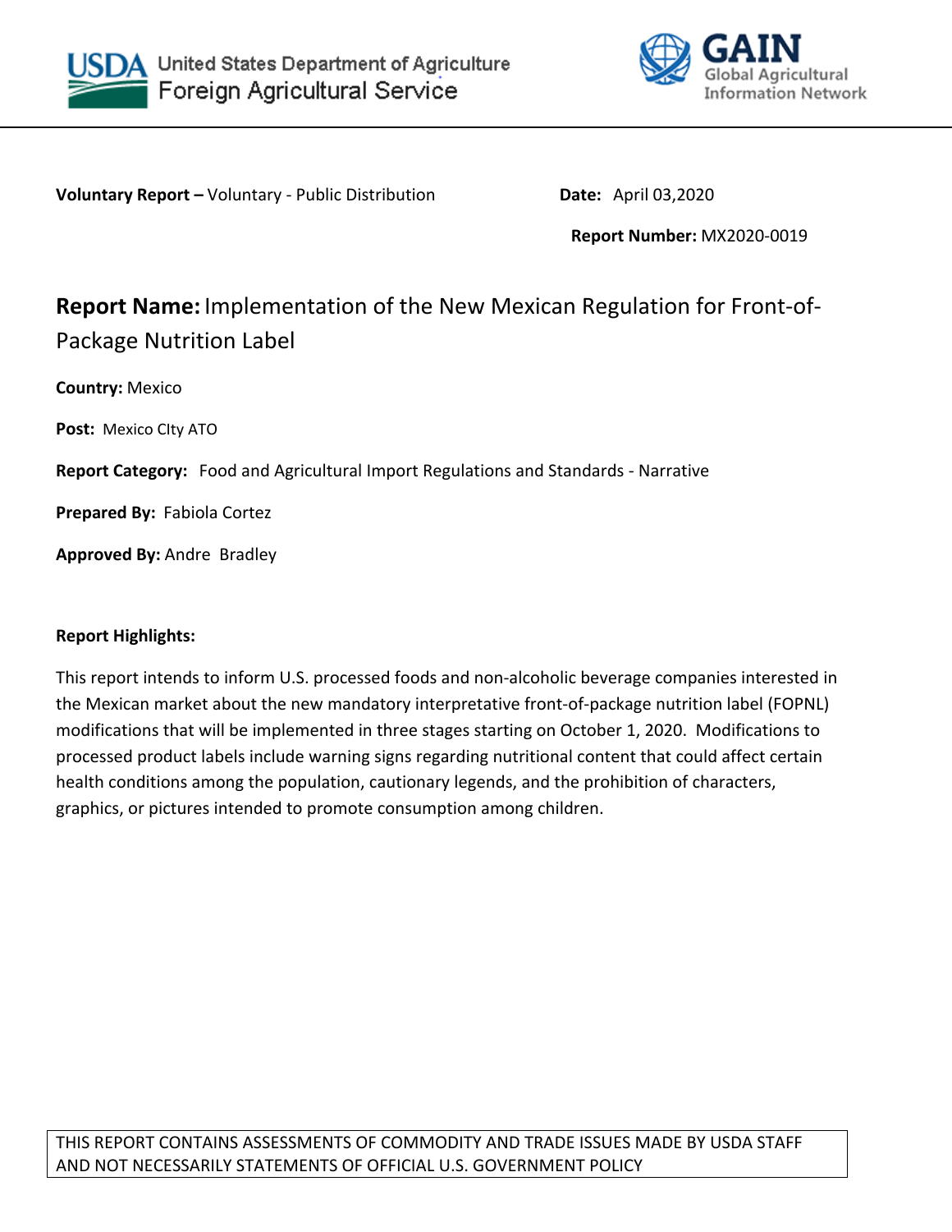United States Department of Agriculture
Foreign Agricultural Service

GAIN Global Agricultural Information Network

**Voluntary Report –** Voluntary - Public Distribution

**Date:** April 03,2020

**Report Number:** MX2020-0019

# **Report Name:** Implementation of the New Mexican Regulation for Front-of-Package Nutrition Label

**Country:** Mexico

**Post:** Mexico CIty ATO

**Report Category:** Food and Agricultural Import Regulations and Standards - Narrative

**Prepared By:** Fabiola Cortez

**Approved By:** Andre Bradley

**Report Highlights:**

This report intends to inform U.S. processed foods and non-alcoholic beverage companies interested in the Mexican market about the new mandatory interpretative front-of-package nutrition label (FOPNL) modifications that will be implemented in three stages starting on October 1, 2020. Modifications to processed product labels include warning signs regarding nutritional content that could affect certain health conditions among the population, cautionary legends, and the prohibition of characters, graphics, or pictures intended to promote consumption among children.

THIS REPORT CONTAINS ASSESSMENTS OF COMMODITY AND TRADE ISSUES MADE BY USDA STAFF AND NOT NECESSARILY STATEMENTS OF OFFICIAL U.S. GOVERNMENT POLICY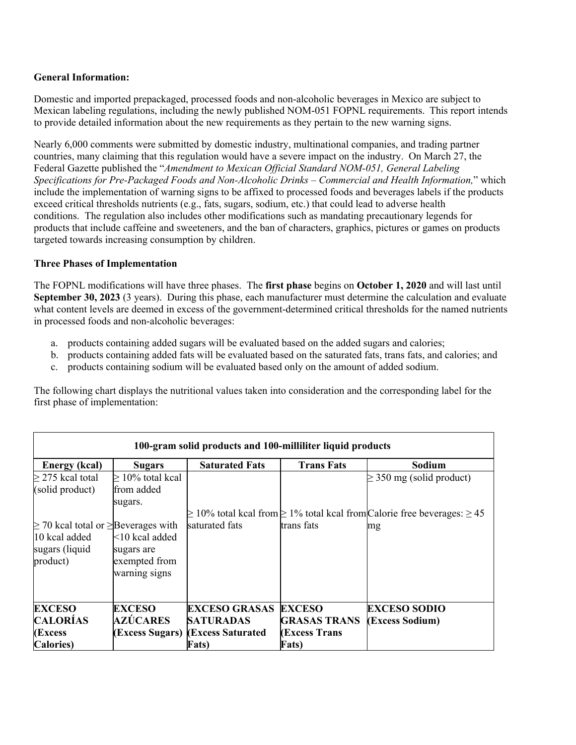**General Information:**

Domestic and imported prepackaged, processed foods and non-alcoholic beverages in Mexico are subject to Mexican labeling regulations, including the newly published NOM-051 FOPNL requirements. This report intends to provide detailed information about the new requirements as they pertain to the new warning signs.

Nearly 6,000 comments were submitted by domestic industry, multinational companies, and trading partner countries, many claiming that this regulation would have a severe impact on the industry. On March 27, the Federal Gazette published the "*Amendment to Mexican Official Standard NOM-051, General Labeling Specifications for Pre-Packaged Foods and Non-Alcoholic Drinks – Commercial and Health Information,*" which include the implementation of warning signs to be affixed to processed foods and beverages labels if the products exceed critical thresholds nutrients (e.g., fats, sugars, sodium, etc.) that could lead to adverse health conditions. The regulation also includes other modifications such as mandating precautionary legends for products that include caffeine and sweeteners, and the ban of characters, graphics, pictures or games on products targeted towards increasing consumption by children.

**Three Phases of Implementation**

The FOPNL modifications will have three phases. The **first phase** begins on **October 1, 2020** and will last until **September 30, 2023** (3 years). During this phase, each manufacturer must determine the calculation and evaluate what content levels are deemed in excess of the government-determined critical thresholds for the named nutrients in processed foods and non-alcoholic beverages:

a. products containing added sugars will be evaluated based on the added sugars and calories;
b. products containing added fats will be evaluated based on the saturated fats, trans fats, and calories; and
c. products containing sodium will be evaluated based only on the amount of added sodium.

The following chart displays the nutritional values taken into consideration and the corresponding label for the first phase of implementation:

| 100-gram solid products and 100-milliliter liquid products | | | | |
|---|---|---|---|---|
| **Energy (kcal)** | **Sugars** | **Saturated Fats** | **Trans Fats** | **Sodium** |
| ≥ 275 kcal total (solid product)<br><br>≥ 70 kcal total or ≥ 10 kcal added sugars (liquid product) | ≥ 10% total kcal from added sugars.<br><br>Beverages with <10 kcal added sugars are exempted from warning signs | ≥ 10% total kcal from saturated fats | ≥ 1% total kcal from trans fats | ≥ 350 mg (solid product)<br><br>Calorie free beverages: ≥ 45 mg |
| **EXCESO CALORÍAS (Excess Calories)** | **EXCESO AZÚCARES (Excess Sugars)** | **EXCESO GRASAS SATURADAS (Excess Saturated Fats)** | **EXCESO GRASAS TRANS (Excess Trans Fats)** | **EXCESO SODIO (Excess Sodium)** |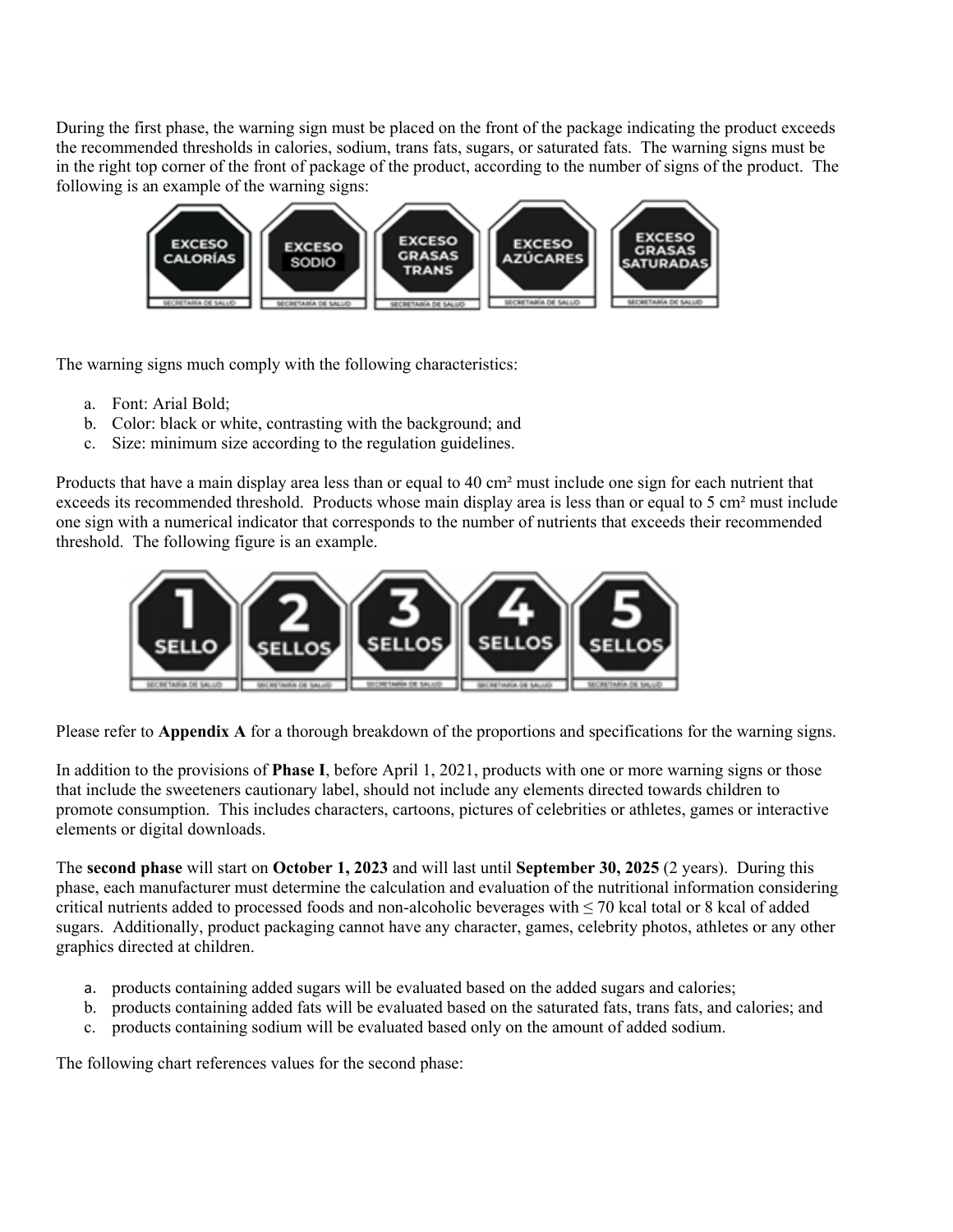During the first phase, the warning sign must be placed on the front of the package indicating the product exceeds the recommended thresholds in calories, sodium, trans fats, sugars, or saturated fats. The warning signs must be in the right top corner of the front of package of the product, according to the number of signs of the product. The following is an example of the warning signs:

The warning signs much comply with the following characteristics:

a. Font: Arial Bold;
b. Color: black or white, contrasting with the background; and
c. Size: minimum size according to the regulation guidelines.

Products that have a main display area less than or equal to 40 cm² must include one sign for each nutrient that exceeds its recommended threshold. Products whose main display area is less than or equal to 5 cm² must include one sign with a numerical indicator that corresponds to the number of nutrients that exceeds their recommended threshold. The following figure is an example.

Please refer to **Appendix A** for a thorough breakdown of the proportions and specifications for the warning signs.

In addition to the provisions of **Phase I**, before April 1, 2021, products with one or more warning signs or those that include the sweeteners cautionary label, should not include any elements directed towards children to promote consumption. This includes characters, cartoons, pictures of celebrities or athletes, games or interactive elements or digital downloads.

The **second phase** will start on **October 1, 2023** and will last until **September 30, 2025** (2 years). During this phase, each manufacturer must determine the calculation and evaluation of the nutritional information considering critical nutrients added to processed foods and non-alcoholic beverages with $\leq$ 70 kcal total or 8 kcal of added sugars. Additionally, product packaging cannot have any character, games, celebrity photos, athletes or any other graphics directed at children.

a. products containing added sugars will be evaluated based on the added sugars and calories;
b. products containing added fats will be evaluated based on the saturated fats, trans fats, and calories; and
c. products containing sodium will be evaluated based only on the amount of added sodium.

The following chart references values for the second phase: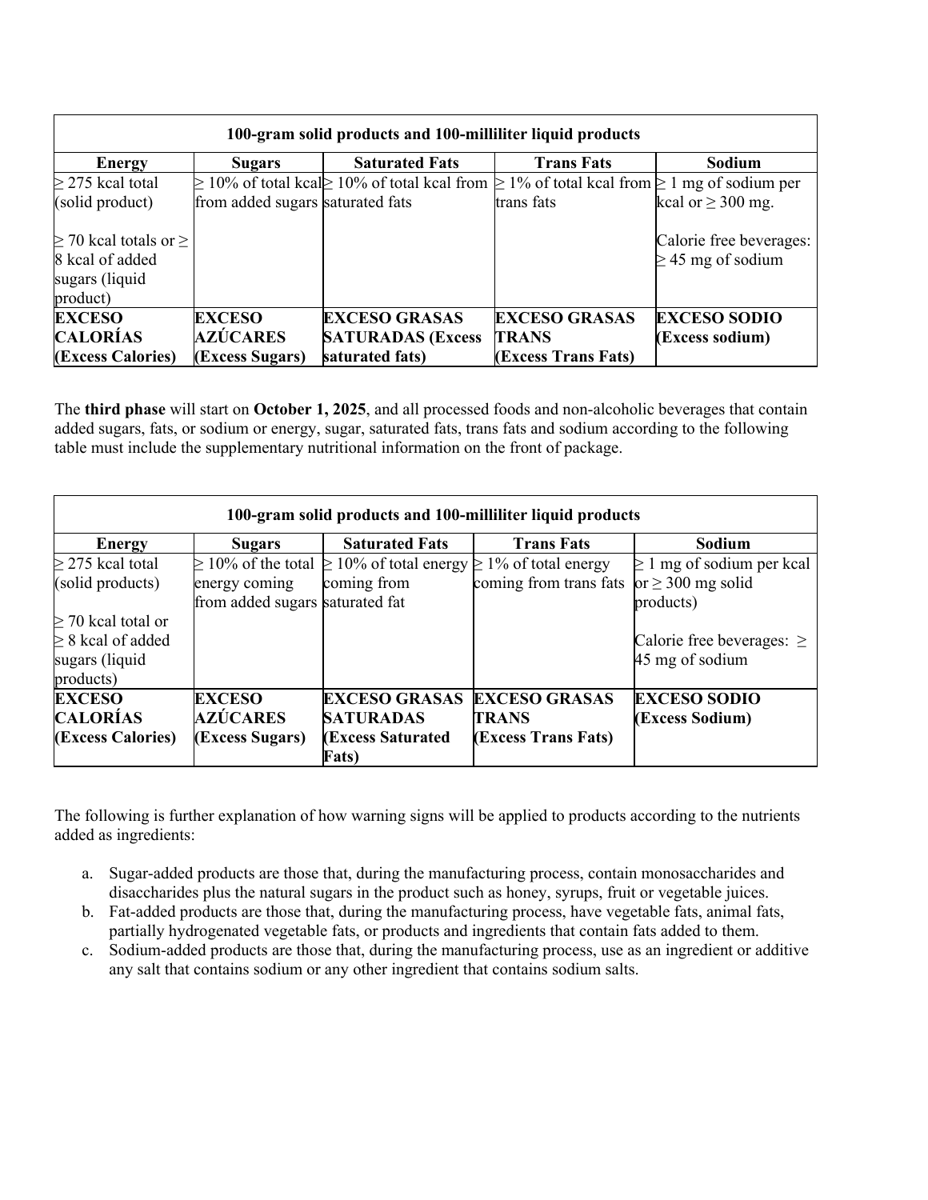| 100-gram solid products and 100-milliliter liquid products | | | | |
|---|---|---|---|---|
| **Energy** | **Sugars** | **Saturated Fats** | **Trans Fats** | **Sodium** |
| ≥ 275 kcal total (solid product)<br><br>≥ 70 kcal totals or ≥ 8 kcal of added sugars (liquid product) | ≥ 10% of total kcal from added sugars | ≥ 10% of total kcal from saturated fats | ≥ 1% of total kcal from trans fats | ≥ 1 mg of sodium per kcal or ≥ 300 mg.<br><br>Calorie free beverages: ≥ 45 mg of sodium |
| **EXCESO CALORÍAS (Excess Calories)** | **EXCESO AZÚCARES (Excess Sugars)** | **EXCESO GRASAS SATURADAS (Excess saturated fats)** | **EXCESO GRASAS TRANS (Excess Trans Fats)** | **EXCESO SODIO (Excess sodium)** |

The **third phase** will start on **October 1, 2025**, and all processed foods and non-alcoholic beverages that contain added sugars, fats, or sodium or energy, sugar, saturated fats, trans fats and sodium according to the following table must include the supplementary nutritional information on the front of package.

| 100-gram solid products and 100-milliliter liquid products | | | | |
|---|---|---|---|---|
| **Energy** | **Sugars** | **Saturated Fats** | **Trans Fats** | **Sodium** |
| ≥ 275 kcal total (solid products)<br>≥ 70 kcal total or ≥ 8 kcal of added sugars (liquid products) | ≥ 10% of the total energy coming from added sugars | ≥ 10% of total energy coming from saturated fat | ≥ 1% of total energy coming from trans fats | ≥ 1 mg of sodium per kcal or ≥ 300 mg solid products)<br><br>Calorie free beverages: ≥ 45 mg of sodium |
| **EXCESO CALORÍAS (Excess Calories)** | **EXCESO AZÚCARES (Excess Sugars)** | **EXCESO GRASAS SATURADAS (Excess Saturated Fats)** | **EXCESO GRASAS TRANS (Excess Trans Fats)** | **EXCESO SODIO (Excess Sodium)** |

The following is further explanation of how warning signs will be applied to products according to the nutrients added as ingredients:

a. Sugar-added products are those that, during the manufacturing process, contain monosaccharides and disaccharides plus the natural sugars in the product such as honey, syrups, fruit or vegetable juices.
b. Fat-added products are those that, during the manufacturing process, have vegetable fats, animal fats, partially hydrogenated vegetable fats, or products and ingredients that contain fats added to them.
c. Sodium-added products are those that, during the manufacturing process, use as an ingredient or additive any salt that contains sodium or any other ingredient that contains sodium salts.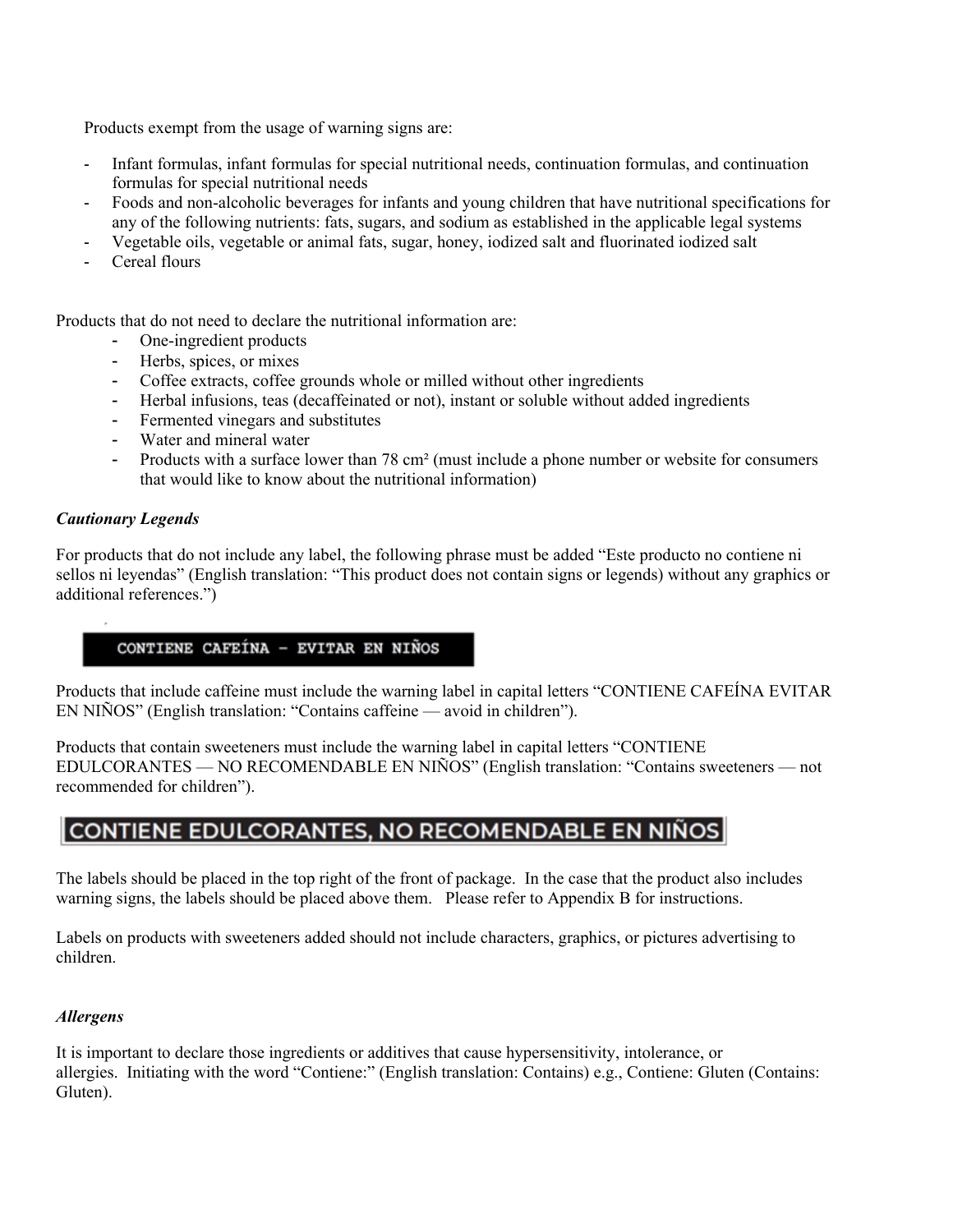Products exempt from the usage of warning signs are:

- Infant formulas, infant formulas for special nutritional needs, continuation formulas, and continuation formulas for special nutritional needs
- Foods and non-alcoholic beverages for infants and young children that have nutritional specifications for any of the following nutrients: fats, sugars, and sodium as established in the applicable legal systems
- Vegetable oils, vegetable or animal fats, sugar, honey, iodized salt and fluorinated iodized salt
- Cereal flours

Products that do not need to declare the nutritional information are:

- One-ingredient products
- Herbs, spices, or mixes
- Coffee extracts, coffee grounds whole or milled without other ingredients
- Herbal infusions, teas (decaffeinated or not), instant or soluble without added ingredients
- Fermented vinegars and substitutes
- Water and mineral water
- Products with a surface lower than 78 cm² (must include a phone number or website for consumers that would like to know about the nutritional information)

***Cautionary Legends***

For products that do not include any label, the following phrase must be added "Este producto no contiene ni sellos ni leyendas" (English translation: "This product does not contain signs or legends) without any graphics or additional references.")

CONTIENE CAFEÍNA - EVITAR EN NIÑOS

Products that include caffeine must include the warning label in capital letters "CONTIENE CAFEÍNA EVITAR EN NIÑOS" (English translation: "Contains caffeine — avoid in children").

Products that contain sweeteners must include the warning label in capital letters "CONTIENE EDULCORANTES — NO RECOMENDABLE EN NIÑOS" (English translation: "Contains sweeteners — not recommended for children").

CONTIENE EDULCORANTES, NO RECOMENDABLE EN NIÑOS

The labels should be placed in the top right of the front of package. In the case that the product also includes warning signs, the labels should be placed above them. Please refer to Appendix B for instructions.

Labels on products with sweeteners added should not include characters, graphics, or pictures advertising to children.

***Allergens***

It is important to declare those ingredients or additives that cause hypersensitivity, intolerance, or allergies. Initiating with the word "Contiene:" (English translation: Contains) e.g., Contiene: Gluten (Contains: Gluten).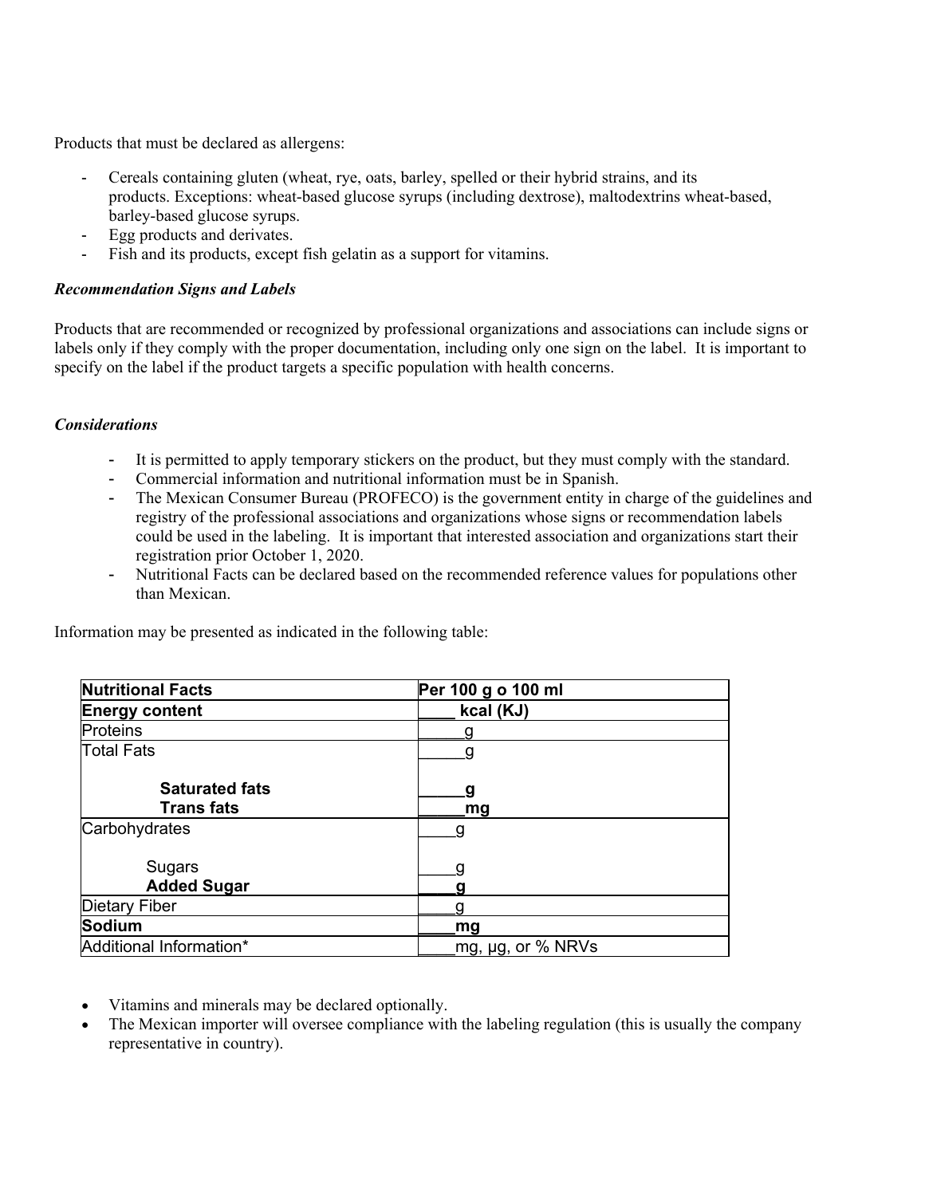Products that must be declared as allergens:

- Cereals containing gluten (wheat, rye, oats, barley, spelled or their hybrid strains, and its products. Exceptions: wheat-based glucose syrups (including dextrose), maltodextrins wheat-based, barley-based glucose syrups.
- Egg products and derivates.
- Fish and its products, except fish gelatin as a support for vitamins.

***Recommendation Signs and Labels***

Products that are recommended or recognized by professional organizations and associations can include signs or labels only if they comply with the proper documentation, including only one sign on the label. It is important to specify on the label if the product targets a specific population with health concerns.

***Considerations***

- It is permitted to apply temporary stickers on the product, but they must comply with the standard.
- Commercial information and nutritional information must be in Spanish.
- The Mexican Consumer Bureau (PROFECO) is the government entity in charge of the guidelines and registry of the professional associations and organizations whose signs or recommendation labels could be used in the labeling. It is important that interested association and organizations start their registration prior October 1, 2020.
- Nutritional Facts can be declared based on the recommended reference values for populations other than Mexican.

Information may be presented as indicated in the following table:

| **Nutritional Facts** | **Per 100 g o 100 ml** |
|---|---|
| **Energy content** | **____ kcal (KJ)** |
| Proteins | _____g |
| Total Fats<br><br>**Saturated fats**<br>**Trans fats** | _____g<br><br>**_____g**<br>**_____mg** |
| Carbohydrates<br><br>Sugars<br>**Added Sugar** | ____g<br><br>____g<br>**____g** |
| Dietary Fiber | ____g |
| **Sodium** | **____mg** |
| Additional Information* | ____mg, µg, or % NRVs |

- Vitamins and minerals may be declared optionally.
- The Mexican importer will oversee compliance with the labeling regulation (this is usually the company representative in country).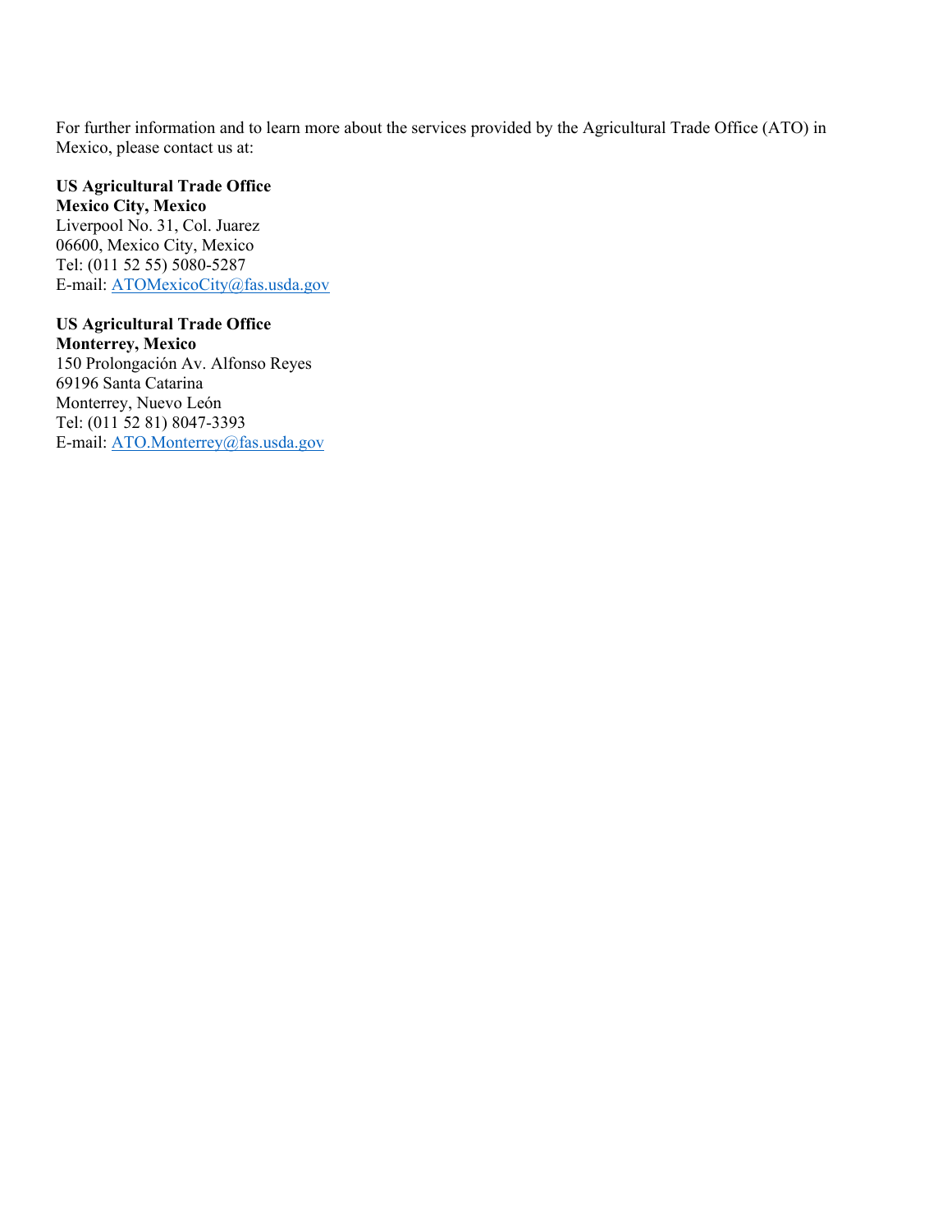For further information and to learn more about the services provided by the Agricultural Trade Office (ATO) in Mexico, please contact us at:

**US Agricultural Trade Office**
**Mexico City, Mexico**
Liverpool No. 31, Col. Juarez
06600, Mexico City, Mexico
Tel: (011 52 55) 5080-5287
E-mail: ATOMexicoCity@fas.usda.gov

**US Agricultural Trade Office**
**Monterrey, Mexico**
150 Prolongación Av. Alfonso Reyes
69196 Santa Catarina
Monterrey, Nuevo León
Tel: (011 52 81) 8047-3393
E-mail: ATO.Monterrey@fas.usda.gov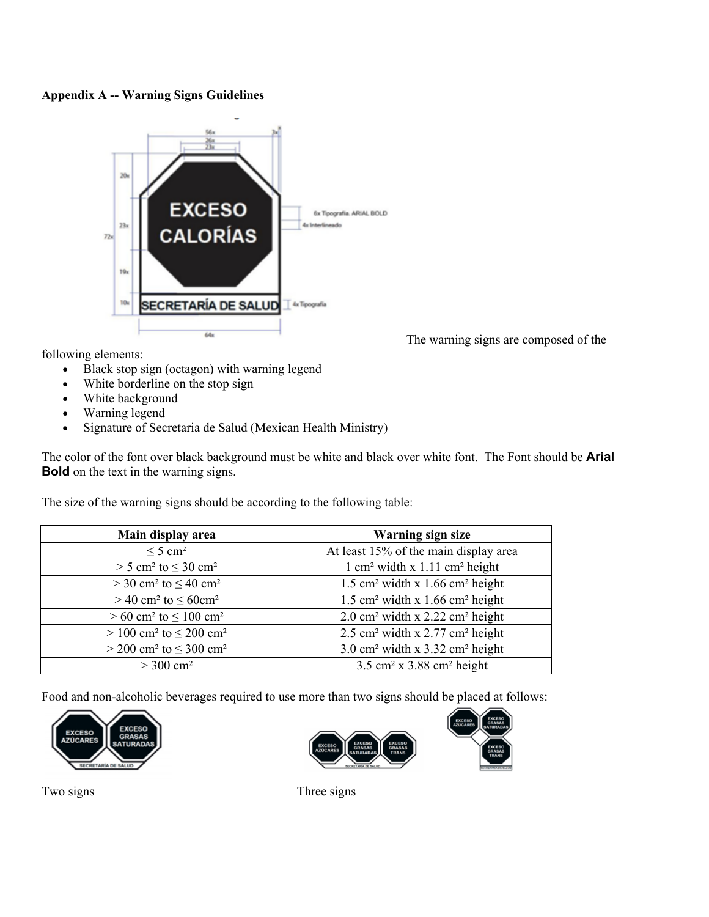**Appendix A -- Warning Signs Guidelines**

The warning signs are composed of the following elements:

- Black stop sign (octagon) with warning legend
- White borderline on the stop sign
- White background
- Warning legend
- Signature of Secretaria de Salud (Mexican Health Ministry)

The color of the font over black background must be white and black over white font. The Font should be **Arial Bold** on the text in the warning signs.

The size of the warning signs should be according to the following table:

| Main display area | Warning sign size |
|---|---|
| ≤ 5 cm² | At least 15% of the main display area |
| > 5 cm² to ≤ 30 cm² | 1 cm² width x 1.11 cm² height |
| > 30 cm² to ≤ 40 cm² | 1.5 cm² width x 1.66 cm² height |
| > 40 cm² to ≤ 60cm² | 1.5 cm² width x 1.66 cm² height |
| > 60 cm² to ≤ 100 cm² | 2.0 cm² width x 2.22 cm² height |
| > 100 cm² to ≤ 200 cm² | 2.5 cm² width x 2.77 cm² height |
| > 200 cm² to ≤ 300 cm² | 3.0 cm² width x 3.32 cm² height |
| > 300 cm² | 3.5 cm² x 3.88 cm² height |

Food and non-alcoholic beverages required to use more than two signs should be placed at follows:

Two signs

Three signs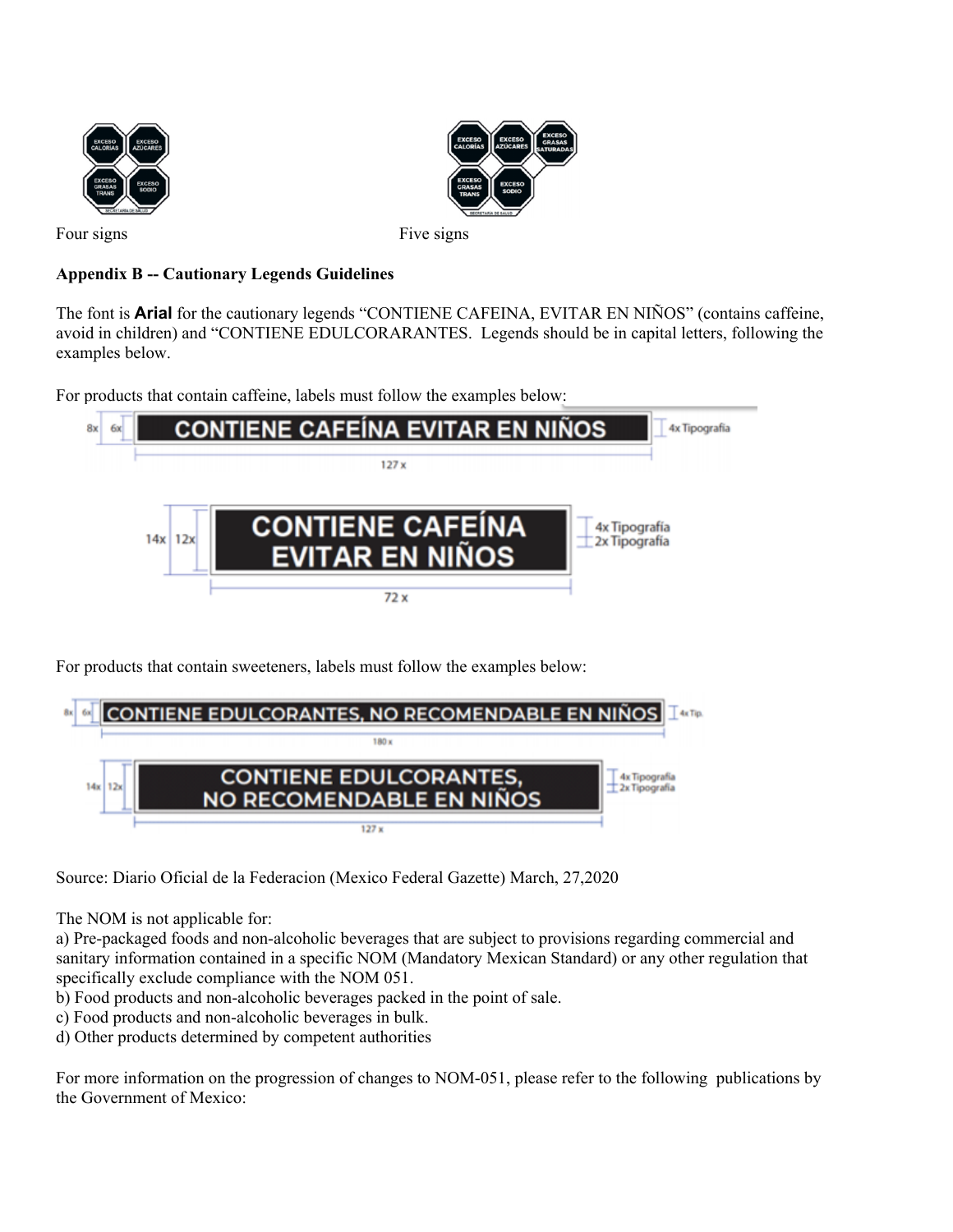Four signs

Five signs

**Appendix B -- Cautionary Legends Guidelines**

The font is **Arial** for the cautionary legends "CONTIENE CAFEINA, EVITAR EN NIÑOS" (contains caffeine, avoid in children) and "CONTIENE EDULCORARANTES. Legends should be in capital letters, following the examples below.

For products that contain caffeine, labels must follow the examples below:

For products that contain sweeteners, labels must follow the examples below:

Source: Diario Oficial de la Federacion (Mexico Federal Gazette) March, 27,2020

The NOM is not applicable for:

a) Pre-packaged foods and non-alcoholic beverages that are subject to provisions regarding commercial and sanitary information contained in a specific NOM (Mandatory Mexican Standard) or any other regulation that specifically exclude compliance with the NOM 051.
b) Food products and non-alcoholic beverages packed in the point of sale.
c) Food products and non-alcoholic beverages in bulk.
d) Other products determined by competent authorities

For more information on the progression of changes to NOM-051, please refer to the following publications by the Government of Mexico: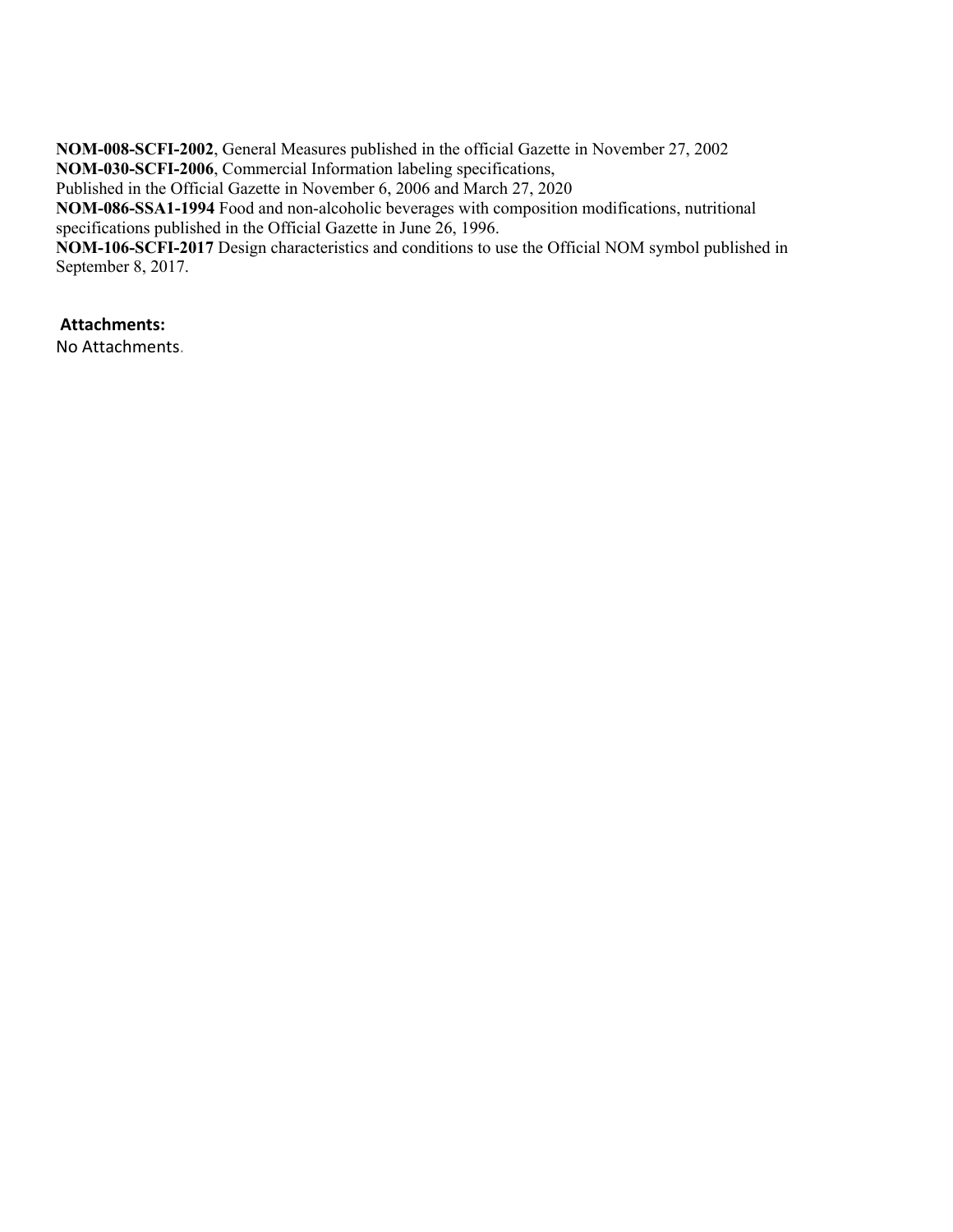**NOM-008-SCFI-2002**, General Measures published in the official Gazette in November 27, 2002
**NOM-030-SCFI-2006**, Commercial Information labeling specifications,
Published in the Official Gazette in November 6, 2006 and March 27, 2020
**NOM-086-SSA1-1994** Food and non-alcoholic beverages with composition modifications, nutritional specifications published in the Official Gazette in June 26, 1996.
**NOM-106-SCFI-2017** Design characteristics and conditions to use the Official NOM symbol published in September 8, 2017.

**Attachments:**
No Attachments.